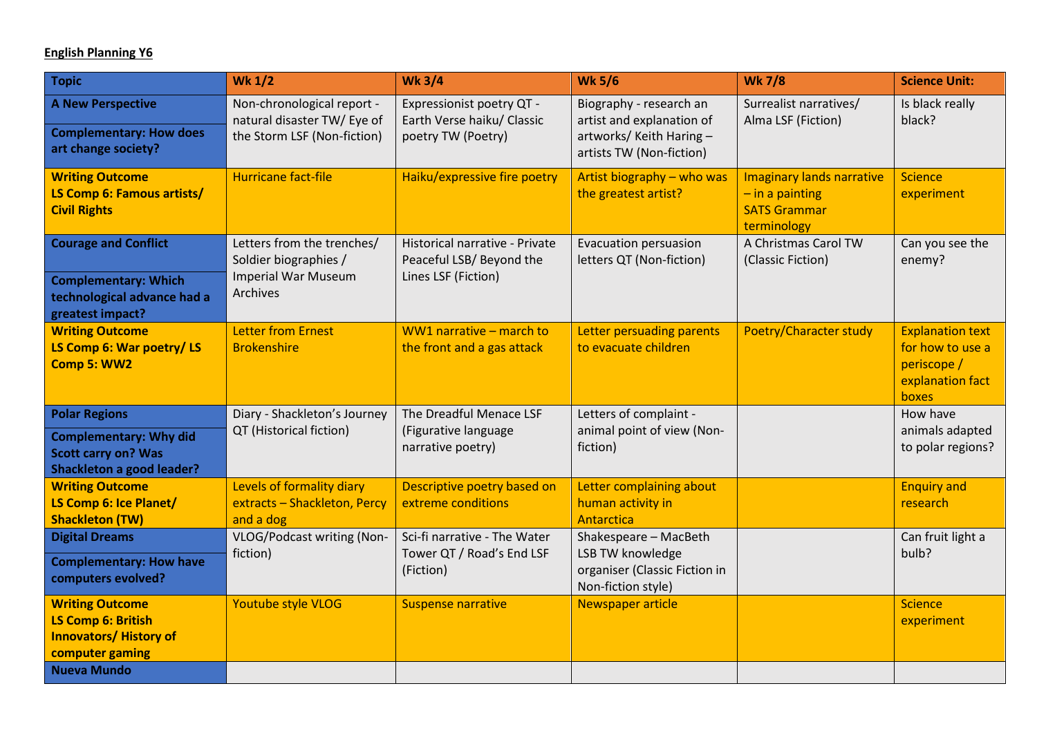**English Planning Y6**

| Topic | Wk 1/2 | Wk 3/4 | Wk 5/6 | Wk 7/8 | Science Unit: |
|---|---|---|---|---|---|
| **A New Perspective**<br>**Complementary: How does art change society?** | Non-chronological report - natural disaster TW/ Eye of the Storm LSF (Non-fiction) | Expressionist poetry QT - Earth Verse haiku/ Classic poetry TW (Poetry) | Biography - research an artist and explanation of artworks/ Keith Haring – artists TW (Non-fiction) | Surrealist narratives/ Alma LSF (Fiction) | Is black really black? |
| **Writing Outcome**<br>**LS Comp 6: Famous artists/ Civil Rights** | Hurricane fact-file | Haiku/expressive fire poetry | Artist biography – who was the greatest artist? | Imaginary lands narrative – in a painting<br>SATS Grammar terminology | Science experiment |
| **Courage and Conflict**<br>**Complementary: Which technological advance had a greatest impact?** | Letters from the trenches/ Soldier biographies / Imperial War Museum Archives | Historical narrative - Private Peaceful LSB/ Beyond the Lines LSF (Fiction) | Evacuation persuasion letters QT (Non-fiction) | A Christmas Carol TW (Classic Fiction) | Can you see the enemy? |
| **Writing Outcome**<br>**LS Comp 6: War poetry/ LS Comp 5: WW2** | Letter from Ernest Brokenshire | WW1 narrative – march to the front and a gas attack | Letter persuading parents to evacuate children | Poetry/Character study | Explanation text for how to use a periscope / explanation fact boxes |
| **Polar Regions**<br>**Complementary: Why did Scott carry on? Was Shackleton a good leader?** | Diary - Shackleton's Journey QT (Historical fiction) | The Dreadful Menace LSF (Figurative language narrative poetry) | Letters of complaint - animal point of view (Non-fiction) | | How have animals adapted to polar regions? |
| **Writing Outcome**<br>**LS Comp 6: Ice Planet/ Shackleton (TW)** | Levels of formality diary extracts – Shackleton, Percy and a dog | Descriptive poetry based on extreme conditions | Letter complaining about human activity in Antarctica | | Enquiry and research |
| **Digital Dreams**<br>**Complementary: How have computers evolved?** | VLOG/Podcast writing (Non-fiction) | Sci-fi narrative - The Water Tower QT / Road's End LSF (Fiction) | Shakespeare – MacBeth LSB TW knowledge organiser (Classic Fiction in Non-fiction style) | | Can fruit light a bulb? |
| **Writing Outcome**<br>**LS Comp 6: British Innovators/ History of computer gaming** | Youtube style VLOG | Suspense narrative | Newspaper article | | Science experiment |
| **Nueva Mundo** | | | | | |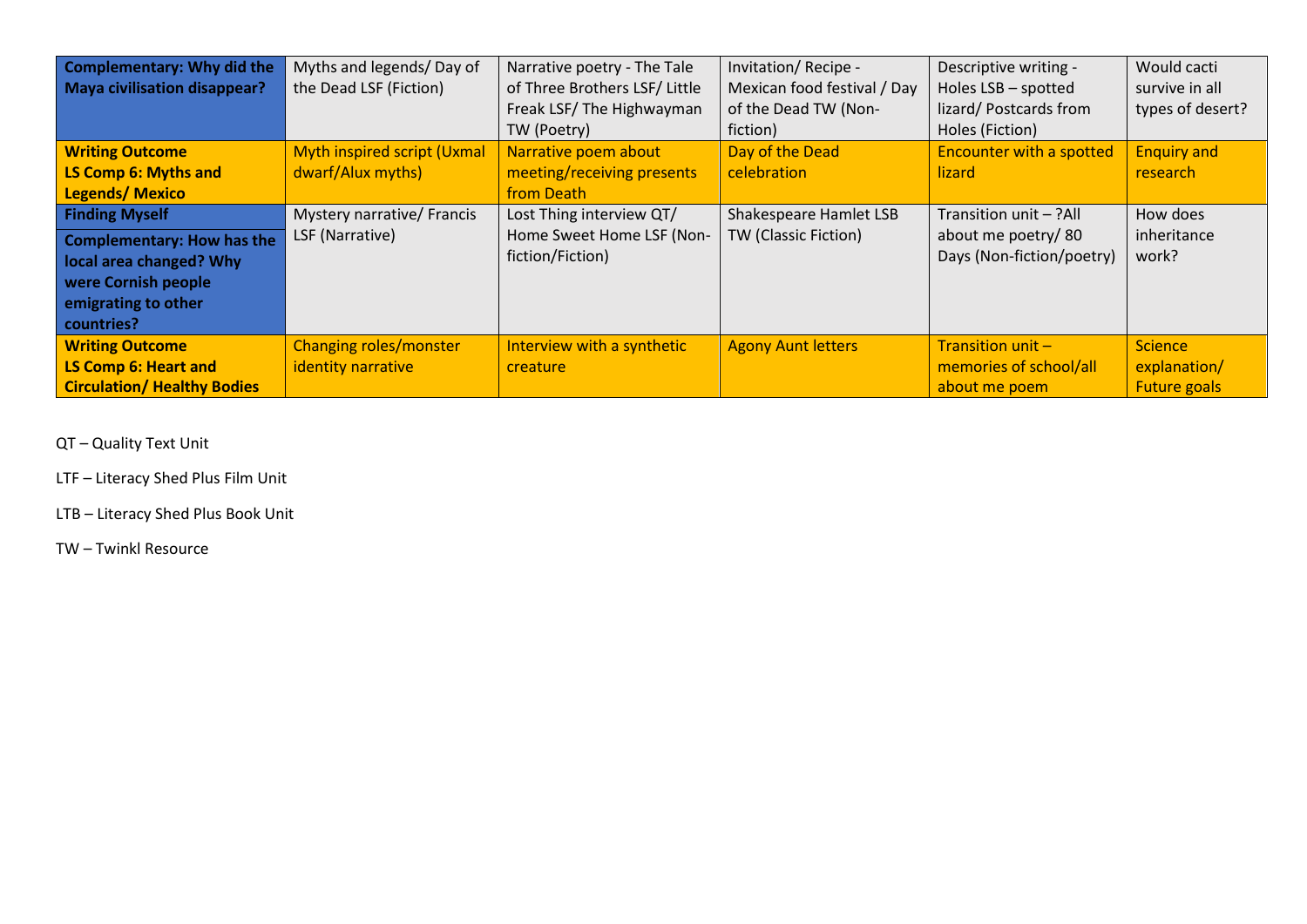| | | | | | |
|---|---|---|---|---|---|
| **Complementary: Why did the Maya civilisation disappear?** | Myths and legends/ Day of the Dead LSF (Fiction) | Narrative poetry - The Tale of Three Brothers LSF/ Little Freak LSF/ The Highwayman TW (Poetry) | Invitation/ Recipe - Mexican food festival / Day of the Dead TW (Non-fiction) | Descriptive writing - Holes LSB – spotted lizard/ Postcards from Holes (Fiction) | Would cacti survive in all types of desert? |
| **Writing Outcome LS Comp 6: Myths and Legends/ Mexico** | Myth inspired script (Uxmal dwarf/Alux myths) | Narrative poem about meeting/receiving presents from Death | Day of the Dead celebration | Encounter with a spotted lizard | Enquiry and research |
| **Finding Myself** **Complementary: How has the local area changed? Why were Cornish people emigrating to other countries?** | Mystery narrative/ Francis LSF (Narrative) | Lost Thing interview QT/ Home Sweet Home LSF (Non-fiction/Fiction) | Shakespeare Hamlet LSB TW (Classic Fiction) | Transition unit – ?All about me poetry/ 80 Days (Non-fiction/poetry) | How does inheritance work? |
| **Writing Outcome LS Comp 6: Heart and Circulation/ Healthy Bodies** | Changing roles/monster identity narrative | Interview with a synthetic creature | Agony Aunt letters | Transition unit – memories of school/all about me poem | Science explanation/ Future goals |

QT – Quality Text Unit

LTF – Literacy Shed Plus Film Unit

LTB – Literacy Shed Plus Book Unit

TW – Twinkl Resource